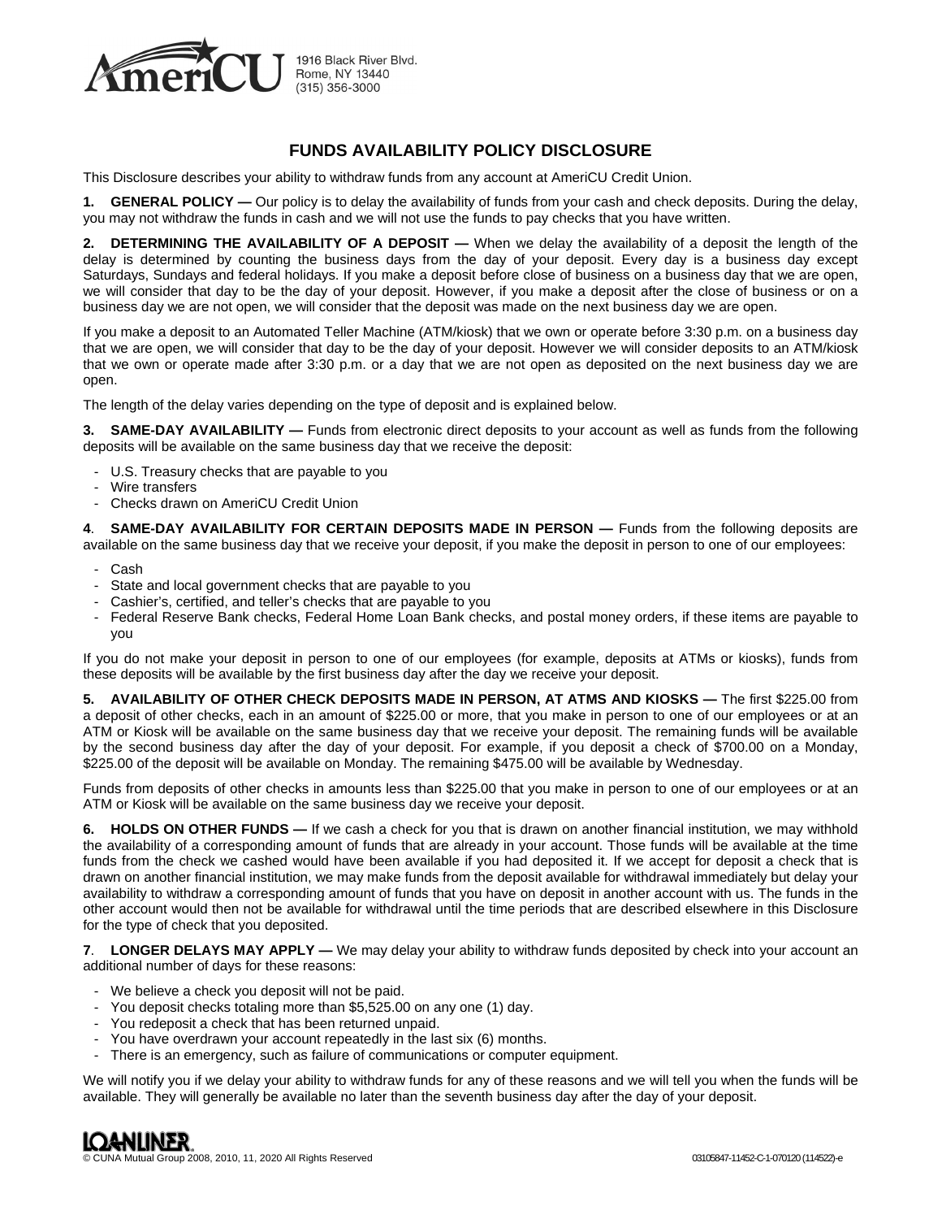AmeriCU

1916 Black River Blvd.
Rome, NY 13440
(315) 356-3000

# FUNDS AVAILABILITY POLICY DISCLOSURE

This Disclosure describes your ability to withdraw funds from any account at AmeriCU Credit Union.

**1. GENERAL POLICY —** Our policy is to delay the availability of funds from your cash and check deposits. During the delay, you may not withdraw the funds in cash and we will not use the funds to pay checks that you have written.

**2. DETERMINING THE AVAILABILITY OF A DEPOSIT —** When we delay the availability of a deposit the length of the delay is determined by counting the business days from the day of your deposit. Every day is a business day except Saturdays, Sundays and federal holidays. If you make a deposit before close of business on a business day that we are open, we will consider that day to be the day of your deposit. However, if you make a deposit after the close of business or on a business day we are not open, we will consider that the deposit was made on the next business day we are open.

If you make a deposit to an Automated Teller Machine (ATM/kiosk) that we own or operate before 3:30 p.m. on a business day that we are open, we will consider that day to be the day of your deposit. However we will consider deposits to an ATM/kiosk that we own or operate made after 3:30 p.m. or a day that we are not open as deposited on the next business day we are open.

The length of the delay varies depending on the type of deposit and is explained below.

**3. SAME-DAY AVAILABILITY —** Funds from electronic direct deposits to your account as well as funds from the following deposits will be available on the same business day that we receive the deposit:

- U.S. Treasury checks that are payable to you
- Wire transfers
- Checks drawn on AmeriCU Credit Union

**4. SAME-DAY AVAILABILITY FOR CERTAIN DEPOSITS MADE IN PERSON —** Funds from the following deposits are available on the same business day that we receive your deposit, if you make the deposit in person to one of our employees:

- Cash
- State and local government checks that are payable to you
- Cashier's, certified, and teller's checks that are payable to you
- Federal Reserve Bank checks, Federal Home Loan Bank checks, and postal money orders, if these items are payable to you

If you do not make your deposit in person to one of our employees (for example, deposits at ATMs or kiosks), funds from these deposits will be available by the first business day after the day we receive your deposit.

**5. AVAILABILITY OF OTHER CHECK DEPOSITS MADE IN PERSON, AT ATMS AND KIOSKS —** The first $225.00 from a deposit of other checks, each in an amount of $225.00 or more, that you make in person to one of our employees or at an ATM or Kiosk will be available on the same business day that we receive your deposit. The remaining funds will be available by the second business day after the day of your deposit. For example, if you deposit a check of $700.00 on a Monday, $225.00 of the deposit will be available on Monday. The remaining $475.00 will be available by Wednesday.

Funds from deposits of other checks in amounts less than $225.00 that you make in person to one of our employees or at an ATM or Kiosk will be available on the same business day we receive your deposit.

**6. HOLDS ON OTHER FUNDS —** If we cash a check for you that is drawn on another financial institution, we may withhold the availability of a corresponding amount of funds that are already in your account. Those funds will be available at the time funds from the check we cashed would have been available if you had deposited it. If we accept for deposit a check that is drawn on another financial institution, we may make funds from the deposit available for withdrawal immediately but delay your availability to withdraw a corresponding amount of funds that you have on deposit in another account with us. The funds in the other account would then not be available for withdrawal until the time periods that are described elsewhere in this Disclosure for the type of check that you deposited.

**7. LONGER DELAYS MAY APPLY —** We may delay your ability to withdraw funds deposited by check into your account an additional number of days for these reasons:

- We believe a check you deposit will not be paid.
- You deposit checks totaling more than $5,525.00 on any one (1) day.
- You redeposit a check that has been returned unpaid.
- You have overdrawn your account repeatedly in the last six (6) months.
- There is an emergency, such as failure of communications or computer equipment.

We will notify you if we delay your ability to withdraw funds for any of these reasons and we will tell you when the funds will be available. They will generally be available no later than the seventh business day after the day of your deposit.

LOANLINER.
© CUNA Mutual Group 2008, 2010, 11, 2020 All Rights Reserved 03105847-11452-C-1-070120 (114522)-e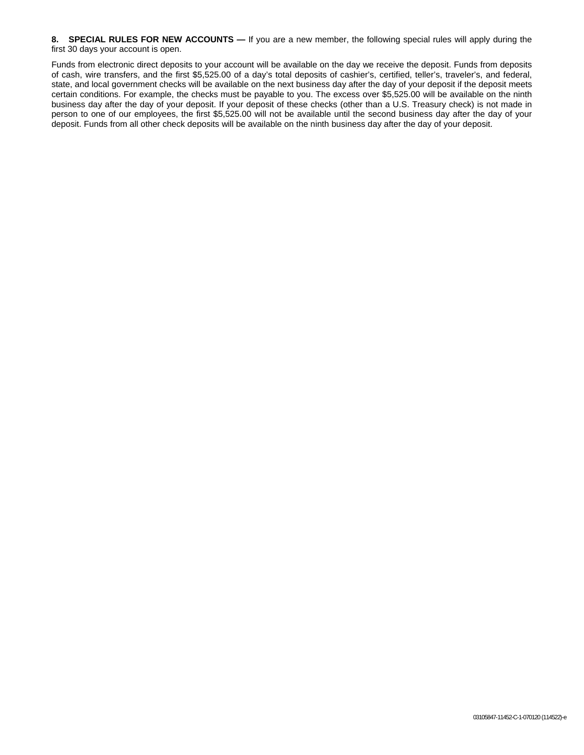**8. SPECIAL RULES FOR NEW ACCOUNTS —** If you are a new member, the following special rules will apply during the first 30 days your account is open.

Funds from electronic direct deposits to your account will be available on the day we receive the deposit. Funds from deposits of cash, wire transfers, and the first $5,525.00 of a day's total deposits of cashier's, certified, teller's, traveler's, and federal, state, and local government checks will be available on the next business day after the day of your deposit if the deposit meets certain conditions. For example, the checks must be payable to you. The excess over $5,525.00 will be available on the ninth business day after the day of your deposit. If your deposit of these checks (other than a U.S. Treasury check) is not made in person to one of our employees, the first $5,525.00 will not be available until the second business day after the day of your deposit. Funds from all other check deposits will be available on the ninth business day after the day of your deposit.

03105847-11452-C-1-070120 (114522)-e